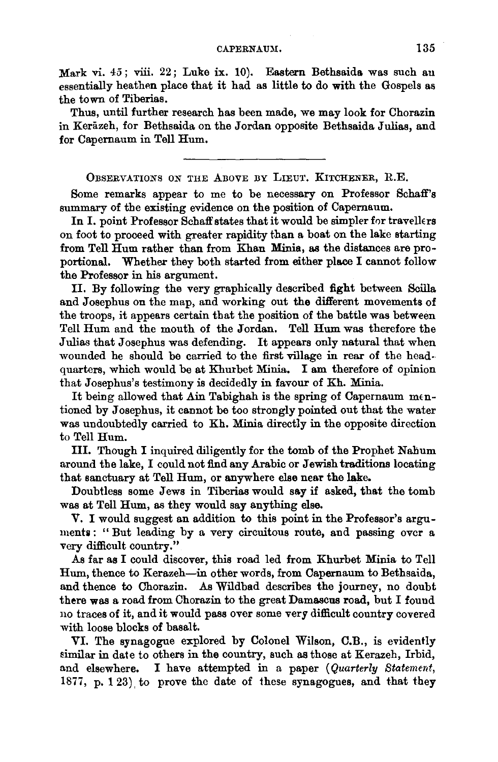Mark vi. 45; viii. 22; Luke ix. 10). Eastern Bethsaida was such an essentially heathen place that it had as little to do with the Gospels as the town of Tiberias.

Thus, until further research has been made, we may look for Chorazin in Kerāzeh, for Bethsaida on the Jordan opposite Bethsaida Julias, and for Capernaum in Tell Hum.

---

OBSERVATIONS ON THE ABOVE BY LIEUT. KITCHENER, R.E.

Some remarks appear to me to be necessary on Professor Schaff's summary of the existing evidence on the position of Capernaum.

In I. point Professor Schaff states that it would be simpler for travellers on foot to proceed with greater rapidity than a boat on the lake starting from Tell Hum rather than from Khan Minia, as the distances are proportional. Whether they both started from either place I cannot follow the Professor in his argument.

II. By following the very graphically described fight between Scilla and Josephus on the map, and working out the different movements of the troops, it appears certain that the position of the battle was between Tell Hum and the mouth of the Jordan. Tell Hum was therefore the Julias that Josephus was defending. It appears only natural that when wounded he should be carried to the first village in rear of the head-quarters, which would be at Khurbet Minia. I am therefore of opinion that Josephus's testimony is decidedly in favour of Kh. Minia.

It being allowed that Ain Tabighah is the spring of Capernaum mentioned by Josephus, it cannot be too strongly pointed out that the water was undoubtedly carried to Kh. Minia directly in the opposite direction to Tell Hum.

III. Though I inquired diligently for the tomb of the Prophet Nahum around the lake, I could not find any Arabic or Jewish traditions locating that sanctuary at Tell Hum, or anywhere else near the lake.

Doubtless some Jews in Tiberias would say if asked, that the tomb was at Tell Hum, as they would say anything else.

V. I would suggest an addition to this point in the Professor's arguments: "But leading by a very circuitous route, and passing over a very difficult country."

As far as I could discover, this road led from Khurbet Minia to Tell Hum, thence to Kerazeh—in other words, from Capernaum to Bethsaida, and thence to Chorazin. As Wildbad describes the journey, no doubt there was a road from Chorazin to the great Damascus road, but I found no traces of it, and it would pass over some very difficult country covered with loose blocks of basalt.

VI. The synagogue explored by Colonel Wilson, C.B., is evidently similar in date to others in the country, such as those at Kerazeh, Irbid, and elsewhere. I have attempted in a paper (*Quarterly Statement*, 1877, p. 123) to prove the date of these synagogues, and that they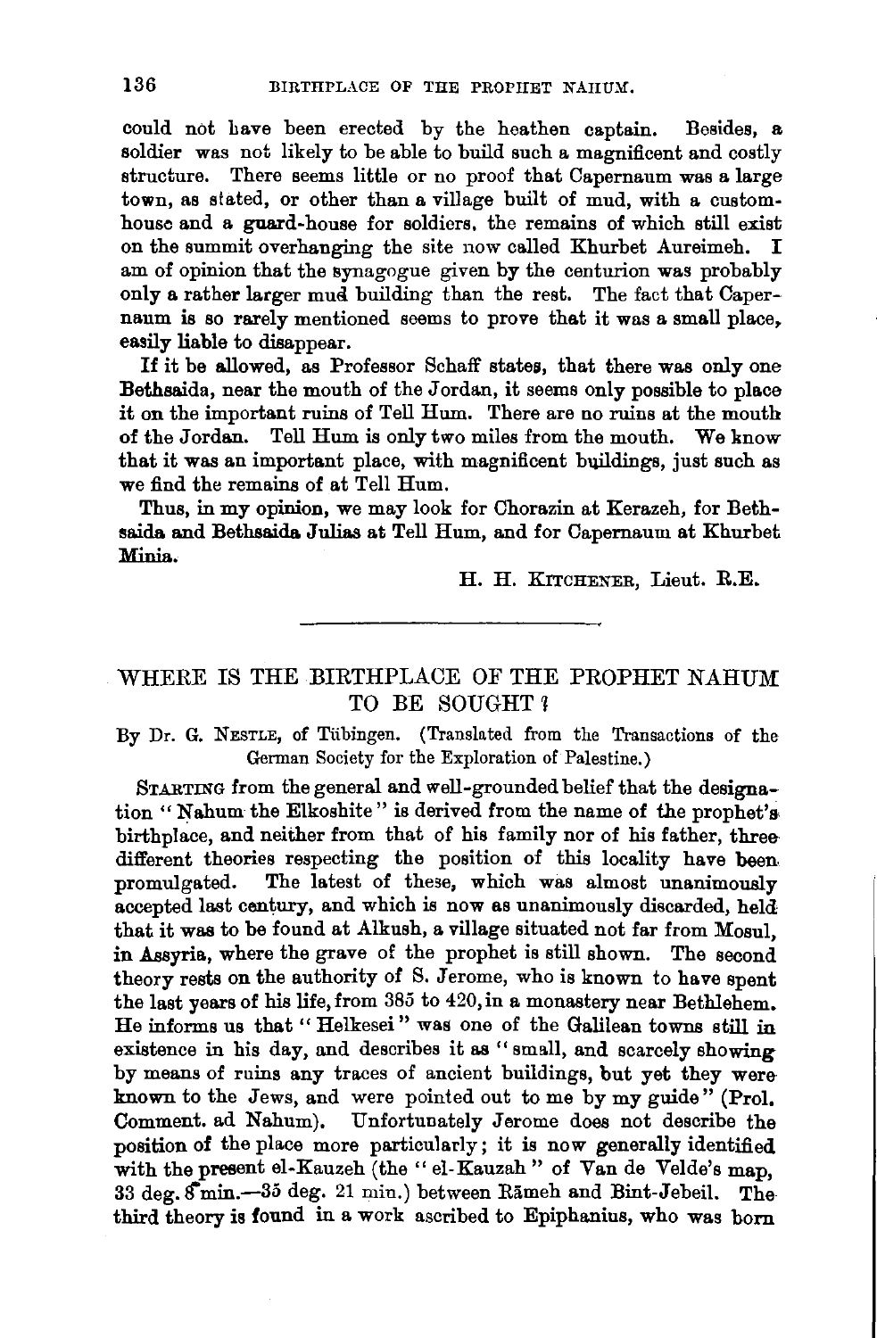could not have been erected by the heathen captain. Besides, a soldier was not likely to be able to build such a magnificent and costly structure. There seems little or no proof that Capernaum was a large town, as stated, or other than a village built of mud, with a custom-house and a guard-house for soldiers, the remains of which still exist on the summit overhanging the site now called Khurbet Aureimeh. I am of opinion that the synagogue given by the centurion was probably only a rather larger mud building than the rest. The fact that Capernaum is so rarely mentioned seems to prove that it was a small place, easily liable to disappear.

If it be allowed, as Professor Schaff states, that there was only one Bethsaida, near the mouth of the Jordan, it seems only possible to place it on the important ruins of Tell Hum. There are no ruins at the mouth of the Jordan. Tell Hum is only two miles from the mouth. We know that it was an important place, with magnificent buildings, just such as we find the remains of at Tell Hum.

Thus, in my opinion, we may look for Chorazin at Kerazeh, for Bethsaida and Bethsaida Julias at Tell Hum, and for Capernaum at Khurbet Minia.

H. H. KITCHENER, Lieut. R.E.

---

## WHERE IS THE BIRTHPLACE OF THE PROPHET NAHUM TO BE SOUGHT?

By Dr. G. NESTLE, of Tübingen. (Translated from the Transactions of the German Society for the Exploration of Palestine.)

STARTING from the general and well-grounded belief that the designation "Nahum the Elkoshite" is derived from the name of the prophet's birthplace, and neither from that of his family nor of his father, three different theories respecting the position of this locality have been promulgated. The latest of these, which was almost unanimously accepted last century, and which is now as unanimously discarded, held that it was to be found at Alkush, a village situated not far from Mosul, in Assyria, where the grave of the prophet is still shown. The second theory rests on the authority of S. Jerome, who is known to have spent the last years of his life, from 385 to 420, in a monastery near Bethlehem. He informs us that "Helkesei" was one of the Galilean towns still in existence in his day, and describes it as "small, and scarcely showing by means of ruins any traces of ancient buildings, but yet they were known to the Jews, and were pointed out to me by my guide" (Prol. Comment. ad Nahum). Unfortunately Jerome does not describe the position of the place more particularly; it is now generally identified with the present el-Kauzeh (the "el-Kauzah" of Van de Velde's map, 33 deg. 8 min.—35 deg. 21 min.) between Rāmeh and Bint-Jebeil. The third theory is found in a work ascribed to Epiphanius, who was born